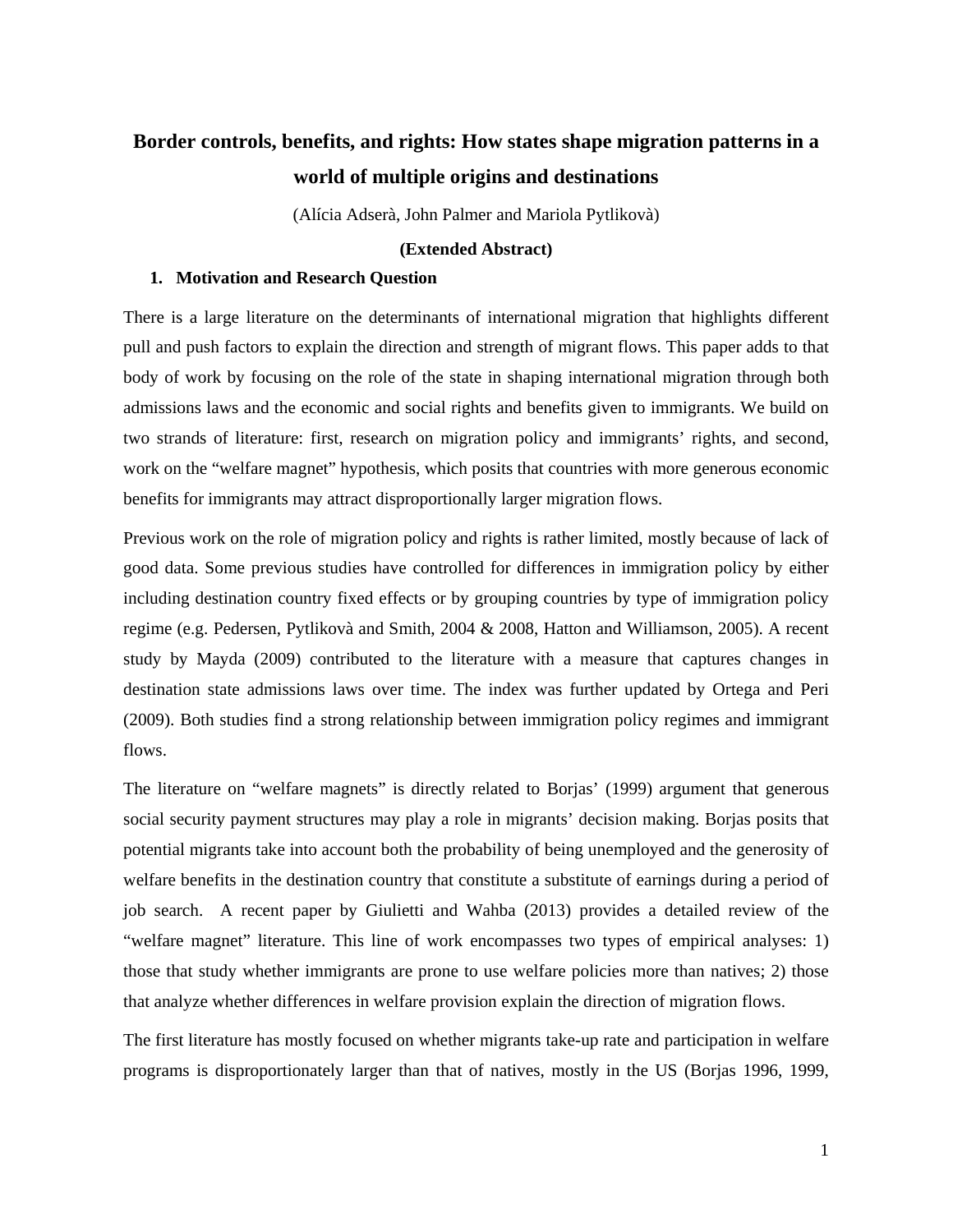# Border controls, benefits, and rights: How states shape migration patterns in a world of multiple origins and destinations

(Alícia Adserà, John Palmer and Mariola Pytlikovà)

**(Extended Abstract)**

## 1. Motivation and Research Question

There is a large literature on the determinants of international migration that highlights different pull and push factors to explain the direction and strength of migrant flows. This paper adds to that body of work by focusing on the role of the state in shaping international migration through both admissions laws and the economic and social rights and benefits given to immigrants. We build on two strands of literature: first, research on migration policy and immigrants' rights, and second, work on the "welfare magnet" hypothesis, which posits that countries with more generous economic benefits for immigrants may attract disproportionally larger migration flows.

Previous work on the role of migration policy and rights is rather limited, mostly because of lack of good data. Some previous studies have controlled for differences in immigration policy by either including destination country fixed effects or by grouping countries by type of immigration policy regime (e.g. Pedersen, Pytlikovà and Smith, 2004 & 2008, Hatton and Williamson, 2005). A recent study by Mayda (2009) contributed to the literature with a measure that captures changes in destination state admissions laws over time. The index was further updated by Ortega and Peri (2009). Both studies find a strong relationship between immigration policy regimes and immigrant flows.

The literature on "welfare magnets" is directly related to Borjas' (1999) argument that generous social security payment structures may play a role in migrants' decision making. Borjas posits that potential migrants take into account both the probability of being unemployed and the generosity of welfare benefits in the destination country that constitute a substitute of earnings during a period of job search. A recent paper by Giulietti and Wahba (2013) provides a detailed review of the "welfare magnet" literature. This line of work encompasses two types of empirical analyses: 1) those that study whether immigrants are prone to use welfare policies more than natives; 2) those that analyze whether differences in welfare provision explain the direction of migration flows.

The first literature has mostly focused on whether migrants take-up rate and participation in welfare programs is disproportionately larger than that of natives, mostly in the US (Borjas 1996, 1999,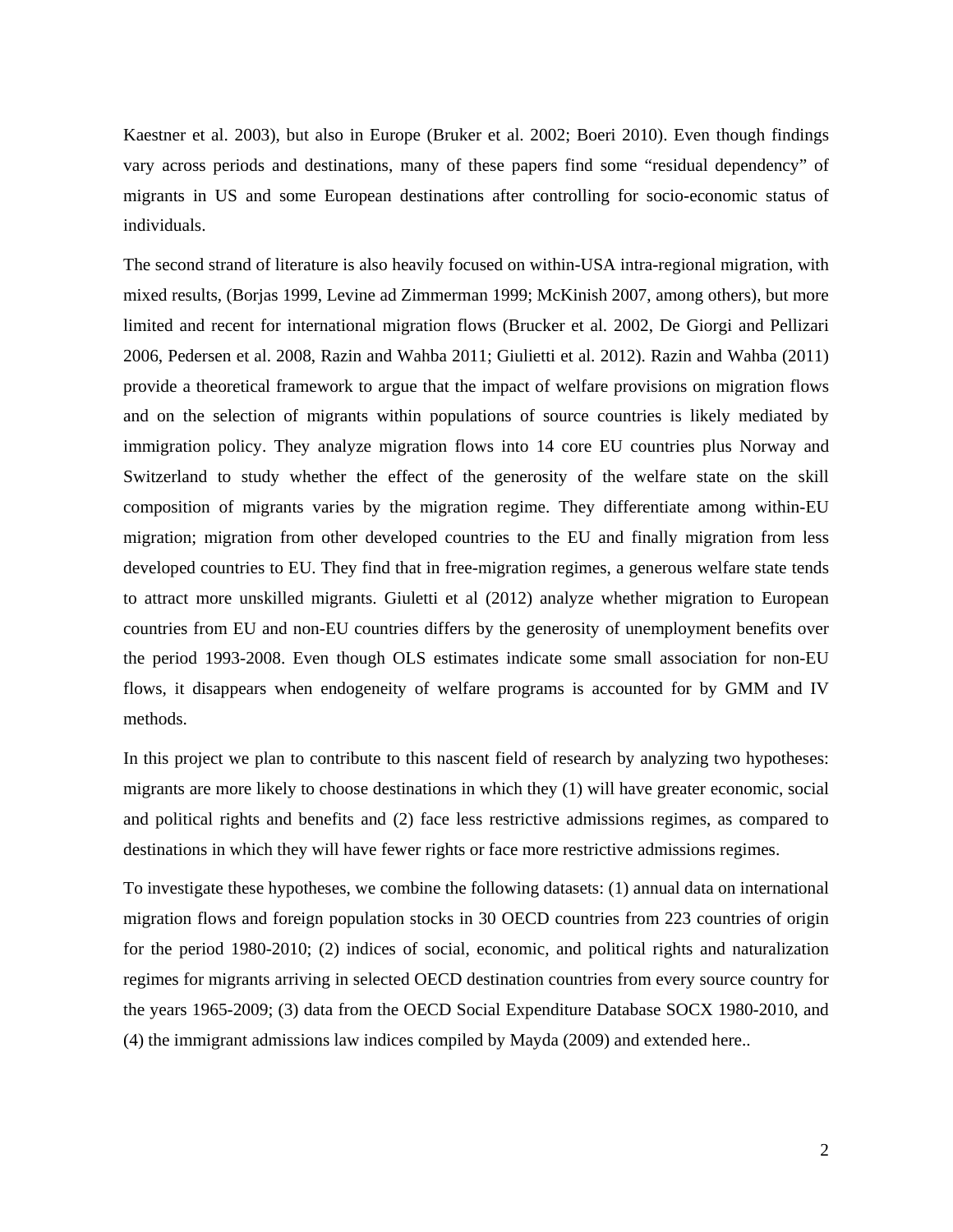Kaestner et al. 2003), but also in Europe (Bruker et al. 2002; Boeri 2010). Even though findings vary across periods and destinations, many of these papers find some "residual dependency" of migrants in US and some European destinations after controlling for socio-economic status of individuals.

The second strand of literature is also heavily focused on within-USA intra-regional migration, with mixed results, (Borjas 1999, Levine ad Zimmerman 1999; McKinish 2007, among others), but more limited and recent for international migration flows (Brucker et al. 2002, De Giorgi and Pellizari 2006, Pedersen et al. 2008, Razin and Wahba 2011; Giulietti et al. 2012). Razin and Wahba (2011) provide a theoretical framework to argue that the impact of welfare provisions on migration flows and on the selection of migrants within populations of source countries is likely mediated by immigration policy. They analyze migration flows into 14 core EU countries plus Norway and Switzerland to study whether the effect of the generosity of the welfare state on the skill composition of migrants varies by the migration regime. They differentiate among within-EU migration; migration from other developed countries to the EU and finally migration from less developed countries to EU. They find that in free-migration regimes, a generous welfare state tends to attract more unskilled migrants. Giuletti et al (2012) analyze whether migration to European countries from EU and non-EU countries differs by the generosity of unemployment benefits over the period 1993-2008. Even though OLS estimates indicate some small association for non-EU flows, it disappears when endogeneity of welfare programs is accounted for by GMM and IV methods.

In this project we plan to contribute to this nascent field of research by analyzing two hypotheses: migrants are more likely to choose destinations in which they (1) will have greater economic, social and political rights and benefits and (2) face less restrictive admissions regimes, as compared to destinations in which they will have fewer rights or face more restrictive admissions regimes.

To investigate these hypotheses, we combine the following datasets: (1) annual data on international migration flows and foreign population stocks in 30 OECD countries from 223 countries of origin for the period 1980-2010; (2) indices of social, economic, and political rights and naturalization regimes for migrants arriving in selected OECD destination countries from every source country for the years 1965-2009; (3) data from the OECD Social Expenditure Database SOCX 1980-2010, and (4) the immigrant admissions law indices compiled by Mayda (2009) and extended here..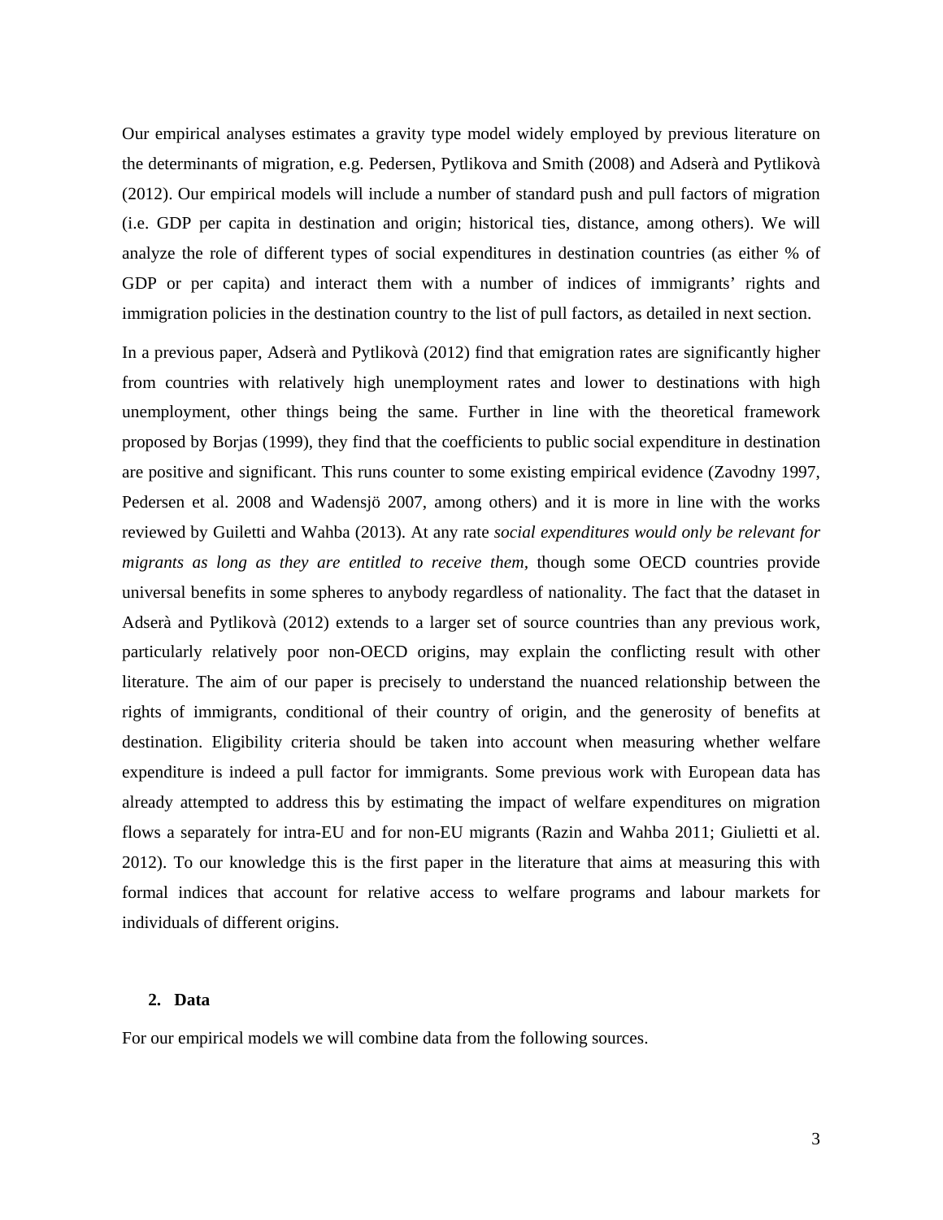Our empirical analyses estimates a gravity type model widely employed by previous literature on the determinants of migration, e.g. Pedersen, Pytlikova and Smith (2008) and Adserà and Pytlikovà (2012). Our empirical models will include a number of standard push and pull factors of migration (i.e. GDP per capita in destination and origin; historical ties, distance, among others). We will analyze the role of different types of social expenditures in destination countries (as either % of GDP or per capita) and interact them with a number of indices of immigrants' rights and immigration policies in the destination country to the list of pull factors, as detailed in next section.

In a previous paper, Adserà and Pytlikovà (2012) find that emigration rates are significantly higher from countries with relatively high unemployment rates and lower to destinations with high unemployment, other things being the same. Further in line with the theoretical framework proposed by Borjas (1999), they find that the coefficients to public social expenditure in destination are positive and significant. This runs counter to some existing empirical evidence (Zavodny 1997, Pedersen et al. 2008 and Wadensjö 2007, among others) and it is more in line with the works reviewed by Guiletti and Wahba (2013). At any rate *social expenditures would only be relevant for migrants as long as they are entitled to receive them*, though some OECD countries provide universal benefits in some spheres to anybody regardless of nationality. The fact that the dataset in Adserà and Pytlikovà (2012) extends to a larger set of source countries than any previous work, particularly relatively poor non-OECD origins, may explain the conflicting result with other literature. The aim of our paper is precisely to understand the nuanced relationship between the rights of immigrants, conditional of their country of origin, and the generosity of benefits at destination. Eligibility criteria should be taken into account when measuring whether welfare expenditure is indeed a pull factor for immigrants. Some previous work with European data has already attempted to address this by estimating the impact of welfare expenditures on migration flows a separately for intra-EU and for non-EU migrants (Razin and Wahba 2011; Giulietti et al. 2012). To our knowledge this is the first paper in the literature that aims at measuring this with formal indices that account for relative access to welfare programs and labour markets for individuals of different origins.

## 2. Data

For our empirical models we will combine data from the following sources.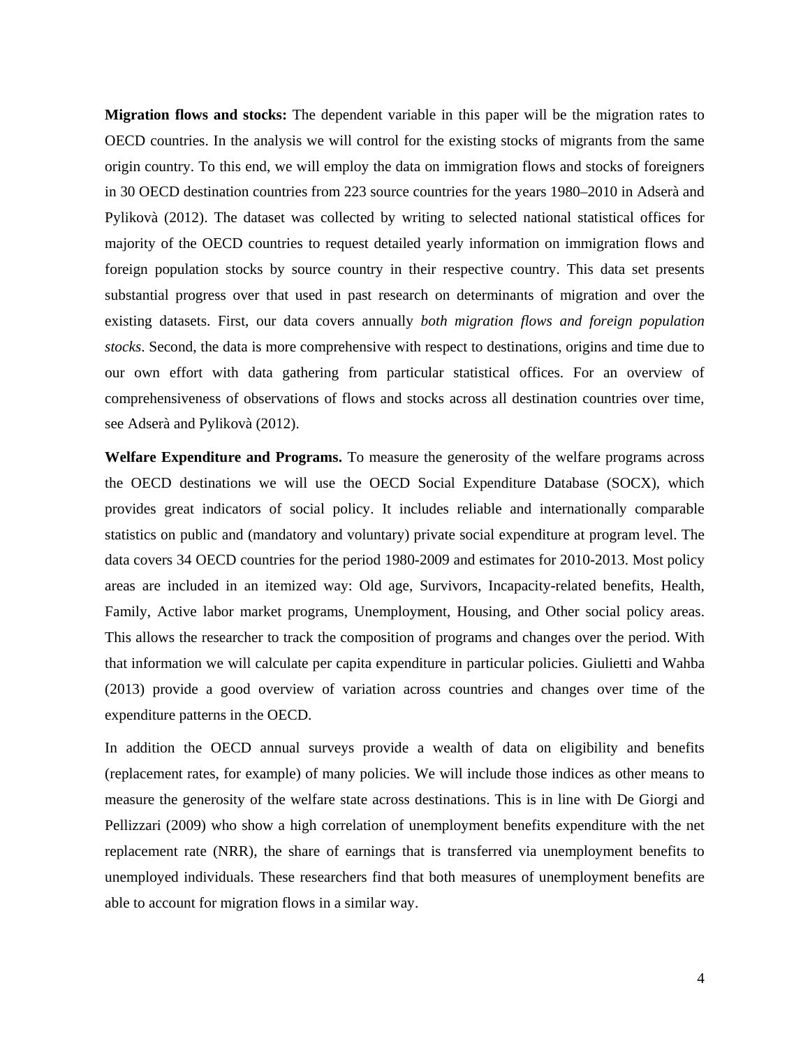**Migration flows and stocks:** The dependent variable in this paper will be the migration rates to OECD countries. In the analysis we will control for the existing stocks of migrants from the same origin country. To this end, we will employ the data on immigration flows and stocks of foreigners in 30 OECD destination countries from 223 source countries for the years 1980–2010 in Adserà and Pylikovà (2012). The dataset was collected by writing to selected national statistical offices for majority of the OECD countries to request detailed yearly information on immigration flows and foreign population stocks by source country in their respective country. This data set presents substantial progress over that used in past research on determinants of migration and over the existing datasets. First, our data covers annually *both migration flows and foreign population stocks*. Second, the data is more comprehensive with respect to destinations, origins and time due to our own effort with data gathering from particular statistical offices. For an overview of comprehensiveness of observations of flows and stocks across all destination countries over time, see Adserà and Pylikovà (2012).

**Welfare Expenditure and Programs.** To measure the generosity of the welfare programs across the OECD destinations we will use the OECD Social Expenditure Database (SOCX), which provides great indicators of social policy. It includes reliable and internationally comparable statistics on public and (mandatory and voluntary) private social expenditure at program level. The data covers 34 OECD countries for the period 1980-2009 and estimates for 2010-2013. Most policy areas are included in an itemized way: Old age, Survivors, Incapacity-related benefits, Health, Family, Active labor market programs, Unemployment, Housing, and Other social policy areas. This allows the researcher to track the composition of programs and changes over the period. With that information we will calculate per capita expenditure in particular policies. Giulietti and Wahba (2013) provide a good overview of variation across countries and changes over time of the expenditure patterns in the OECD.

In addition the OECD annual surveys provide a wealth of data on eligibility and benefits (replacement rates, for example) of many policies. We will include those indices as other means to measure the generosity of the welfare state across destinations. This is in line with De Giorgi and Pellizzari (2009) who show a high correlation of unemployment benefits expenditure with the net replacement rate (NRR), the share of earnings that is transferred via unemployment benefits to unemployed individuals. These researchers find that both measures of unemployment benefits are able to account for migration flows in a similar way.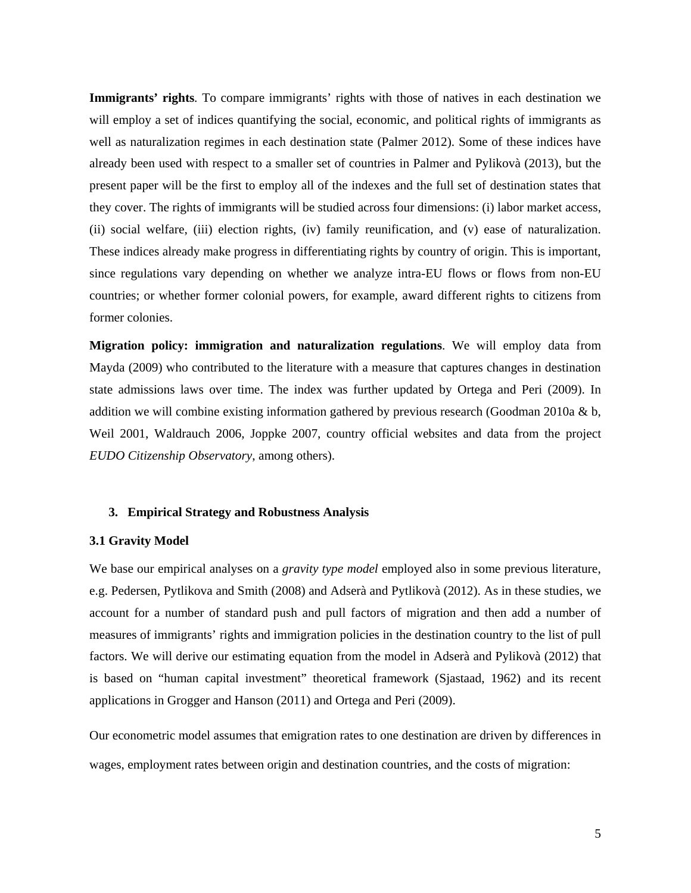**Immigrants' rights**. To compare immigrants' rights with those of natives in each destination we will employ a set of indices quantifying the social, economic, and political rights of immigrants as well as naturalization regimes in each destination state (Palmer 2012). Some of these indices have already been used with respect to a smaller set of countries in Palmer and Pylikovà (2013), but the present paper will be the first to employ all of the indexes and the full set of destination states that they cover. The rights of immigrants will be studied across four dimensions: (i) labor market access, (ii) social welfare, (iii) election rights, (iv) family reunification, and (v) ease of naturalization. These indices already make progress in differentiating rights by country of origin. This is important, since regulations vary depending on whether we analyze intra-EU flows or flows from non-EU countries; or whether former colonial powers, for example, award different rights to citizens from former colonies.

**Migration policy: immigration and naturalization regulations**. We will employ data from Mayda (2009) who contributed to the literature with a measure that captures changes in destination state admissions laws over time. The index was further updated by Ortega and Peri (2009). In addition we will combine existing information gathered by previous research (Goodman 2010a & b, Weil 2001, Waldrauch 2006, Joppke 2007, country official websites and data from the project *EUDO Citizenship Observatory*, among others).

## 3. Empirical Strategy and Robustness Analysis

### 3.1 Gravity Model

We base our empirical analyses on a *gravity type model* employed also in some previous literature, e.g. Pedersen, Pytlikova and Smith (2008) and Adserà and Pytlikovà (2012). As in these studies, we account for a number of standard push and pull factors of migration and then add a number of measures of immigrants' rights and immigration policies in the destination country to the list of pull factors. We will derive our estimating equation from the model in Adserà and Pylikovà (2012) that is based on "human capital investment" theoretical framework (Sjastaad, 1962) and its recent applications in Grogger and Hanson (2011) and Ortega and Peri (2009).

Our econometric model assumes that emigration rates to one destination are driven by differences in wages, employment rates between origin and destination countries, and the costs of migration: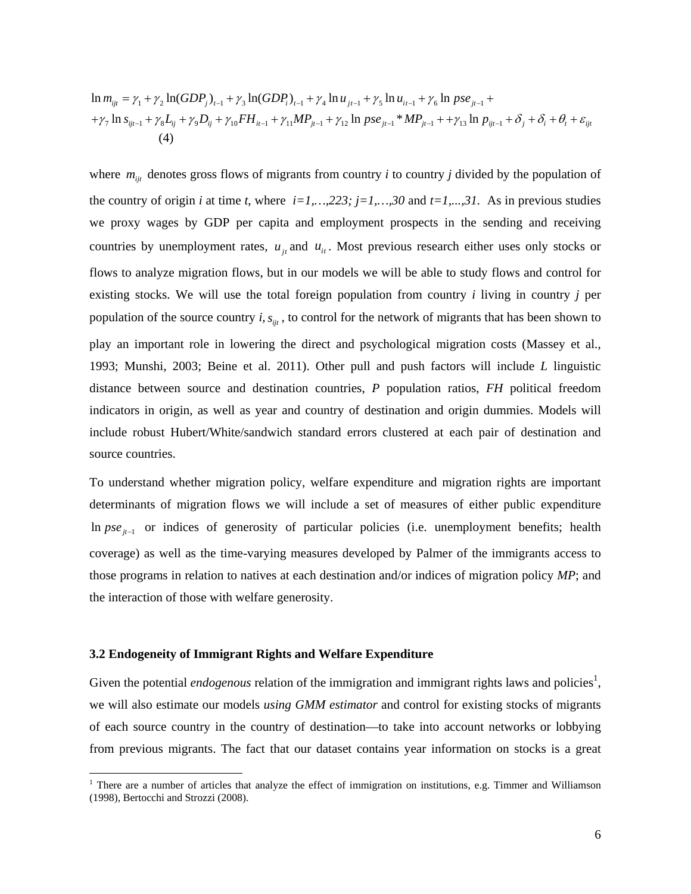$$
\begin{aligned}
\ln m_{ijt} &= \gamma_1 + \gamma_2 \ln(GDP_j)_{t-1} + \gamma_3 \ln(GDP_i)_{t-1} + \gamma_4 \ln u_{jt-1} + \gamma_5 \ln u_{it-1} + \gamma_6 \ln pse_{jt-1} + \\
&+ \gamma_7 \ln s_{ijt-1} + \gamma_8 L_{ij} + \gamma_9 D_{ij} + \gamma_{10} FH_{it-1} + \gamma_{11} MP_{jt-1} + \gamma_{12} \ln pse_{jt-1} * MP_{jt-1} + + \gamma_{13} \ln p_{ijt-1} + \delta_j + \delta_i + \theta_t + \varepsilon_{ijt}
\end{aligned}
\quad (4)
$$

where $m_{ijt}$ denotes gross flows of migrants from country *i* to country *j* divided by the population of the country of origin *i* at time *t*, where *i=1,…,223; j=1,…,30* and *t=1,...,31*. As in previous studies we proxy wages by GDP per capita and employment prospects in the sending and receiving countries by unemployment rates, $u_{jt}$ and $u_{it}$. Most previous research either uses only stocks or flows to analyze migration flows, but in our models we will be able to study flows and control for existing stocks. We will use the total foreign population from country *i* living in country *j* per population of the source country *i*, $s_{ijt}$, to control for the network of migrants that has been shown to play an important role in lowering the direct and psychological migration costs (Massey et al., 1993; Munshi, 2003; Beine et al. 2011). Other pull and push factors will include *L* linguistic distance between source and destination countries, *P* population ratios, *FH* political freedom indicators in origin, as well as year and country of destination and origin dummies. Models will include robust Hubert/White/sandwich standard errors clustered at each pair of destination and source countries.

To understand whether migration policy, welfare expenditure and migration rights are important determinants of migration flows we will include a set of measures of either public expenditure $\ln pse_{jt-1}$ or indices of generosity of particular policies (i.e. unemployment benefits; health coverage) as well as the time-varying measures developed by Palmer of the immigrants access to those programs in relation to natives at each destination and/or indices of migration policy *MP*; and the interaction of those with welfare generosity.

### 3.2 Endogeneity of Immigrant Rights and Welfare Expenditure

Given the potential *endogenous* relation of the immigration and immigrant rights laws and policies[1], we will also estimate our models *using GMM estimator* and control for existing stocks of migrants of each source country in the country of destination—to take into account networks or lobbying from previous migrants. The fact that our dataset contains year information on stocks is a great

[1] There are a number of articles that analyze the effect of immigration on institutions, e.g. Timmer and Williamson (1998), Bertocchi and Strozzi (2008).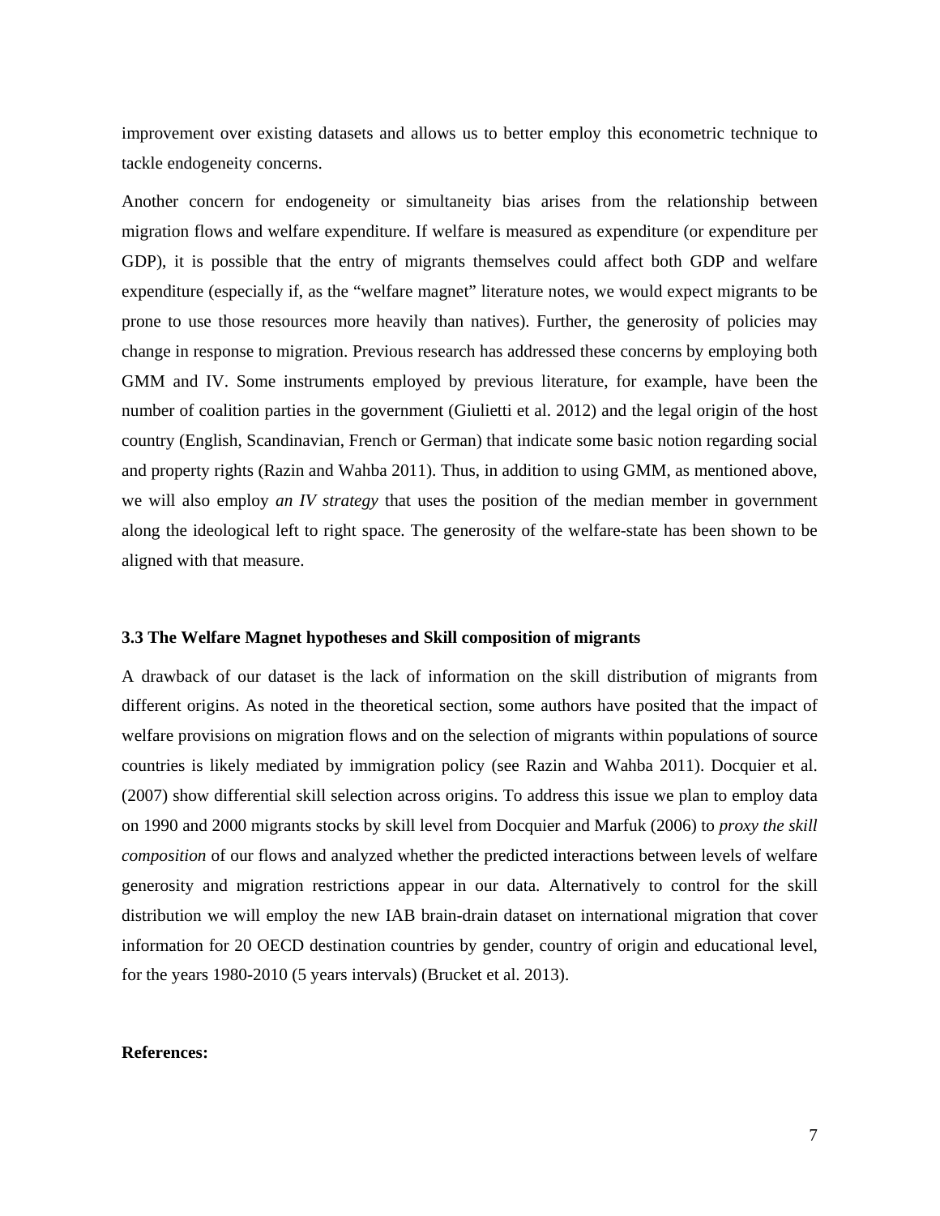improvement over existing datasets and allows us to better employ this econometric technique to tackle endogeneity concerns.

Another concern for endogeneity or simultaneity bias arises from the relationship between migration flows and welfare expenditure. If welfare is measured as expenditure (or expenditure per GDP), it is possible that the entry of migrants themselves could affect both GDP and welfare expenditure (especially if, as the "welfare magnet" literature notes, we would expect migrants to be prone to use those resources more heavily than natives). Further, the generosity of policies may change in response to migration. Previous research has addressed these concerns by employing both GMM and IV. Some instruments employed by previous literature, for example, have been the number of coalition parties in the government (Giulietti et al. 2012) and the legal origin of the host country (English, Scandinavian, French or German) that indicate some basic notion regarding social and property rights (Razin and Wahba 2011). Thus, in addition to using GMM, as mentioned above, we will also employ *an IV strategy* that uses the position of the median member in government along the ideological left to right space. The generosity of the welfare-state has been shown to be aligned with that measure.

### 3.3 The Welfare Magnet hypotheses and Skill composition of migrants

A drawback of our dataset is the lack of information on the skill distribution of migrants from different origins. As noted in the theoretical section, some authors have posited that the impact of welfare provisions on migration flows and on the selection of migrants within populations of source countries is likely mediated by immigration policy (see Razin and Wahba 2011). Docquier et al. (2007) show differential skill selection across origins. To address this issue we plan to employ data on 1990 and 2000 migrants stocks by skill level from Docquier and Marfuk (2006) to *proxy the skill composition* of our flows and analyzed whether the predicted interactions between levels of welfare generosity and migration restrictions appear in our data. Alternatively to control for the skill distribution we will employ the new IAB brain-drain dataset on international migration that cover information for 20 OECD destination countries by gender, country of origin and educational level, for the years 1980-2010 (5 years intervals) (Brucket et al. 2013).

**References:**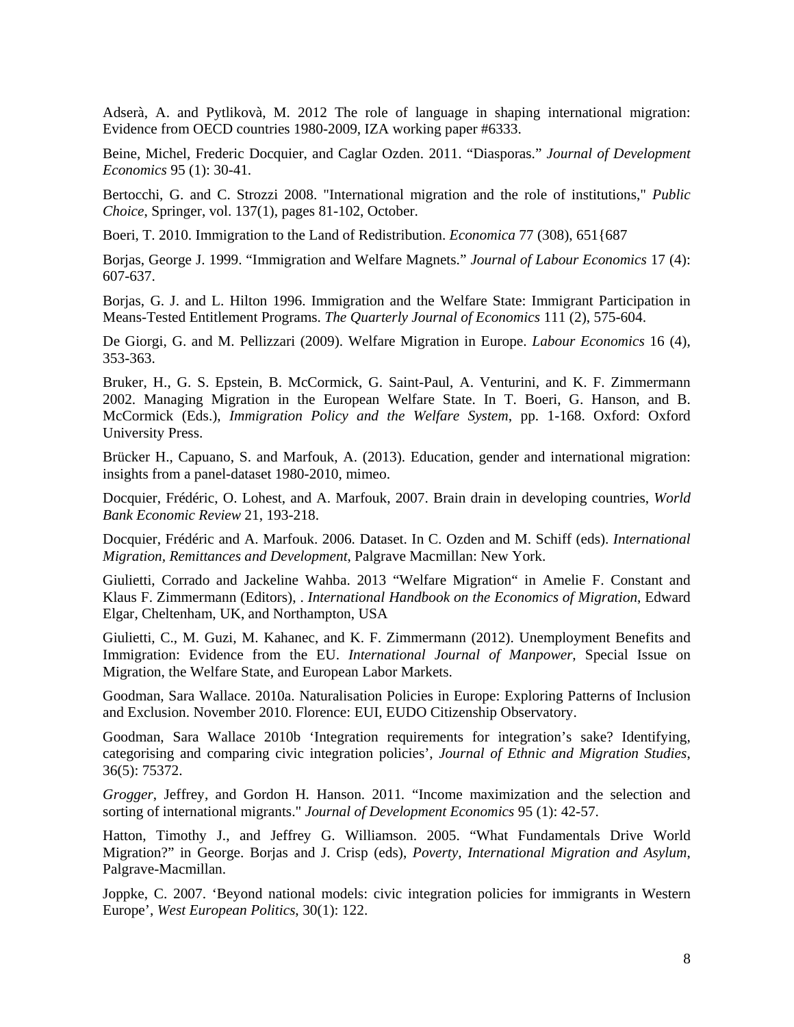Adserà, A. and Pytlikovà, M. 2012 The role of language in shaping international migration: Evidence from OECD countries 1980-2009, IZA working paper #6333.

Beine, Michel, Frederic Docquier, and Caglar Ozden. 2011. "Diasporas." *Journal of Development Economics* 95 (1): 30-41.

Bertocchi, G. and C. Strozzi 2008. "International migration and the role of institutions," *Public Choice*, Springer, vol. 137(1), pages 81-102, October.

Boeri, T. 2010. Immigration to the Land of Redistribution. *Economica* 77 (308), 651{687

Borjas, George J. 1999. "Immigration and Welfare Magnets." *Journal of Labour Economics* 17 (4): 607-637.

Borjas, G. J. and L. Hilton 1996. Immigration and the Welfare State: Immigrant Participation in Means-Tested Entitlement Programs. *The Quarterly Journal of Economics* 111 (2), 575-604.

De Giorgi, G. and M. Pellizzari (2009). Welfare Migration in Europe. *Labour Economics* 16 (4), 353-363.

Bruker, H., G. S. Epstein, B. McCormick, G. Saint-Paul, A. Venturini, and K. F. Zimmermann 2002. Managing Migration in the European Welfare State. In T. Boeri, G. Hanson, and B. McCormick (Eds.), *Immigration Policy and the Welfare System*, pp. 1-168. Oxford: Oxford University Press.

Brücker H., Capuano, S. and Marfouk, A. (2013). Education, gender and international migration: insights from a panel-dataset 1980-2010, mimeo.

Docquier, Frédéric, O. Lohest, and A. Marfouk, 2007. Brain drain in developing countries, *World Bank Economic Review* 21, 193-218.

Docquier, Frédéric and A. Marfouk. 2006. Dataset. In C. Ozden and M. Schiff (eds). *International Migration, Remittances and Development*, Palgrave Macmillan: New York.

Giulietti, Corrado and Jackeline Wahba. 2013 "Welfare Migration" in Amelie F. Constant and Klaus F. Zimmermann (Editors), . *International Handbook on the Economics of Migration*, Edward Elgar, Cheltenham, UK, and Northampton, USA

Giulietti, C., M. Guzi, M. Kahanec, and K. F. Zimmermann (2012). Unemployment Benefits and Immigration: Evidence from the EU. *International Journal of Manpower*, Special Issue on Migration, the Welfare State, and European Labor Markets.

Goodman, Sara Wallace. 2010a. Naturalisation Policies in Europe: Exploring Patterns of Inclusion and Exclusion. November 2010. Florence: EUI, EUDO Citizenship Observatory.

Goodman, Sara Wallace 2010b 'Integration requirements for integration's sake? Identifying, categorising and comparing civic integration policies', *Journal of Ethnic and Migration Studies*, 36(5): 75372.

*Grogger*, Jeffrey, and Gordon H. Hanson. 2011. "Income maximization and the selection and sorting of international migrants." *Journal of Development Economics* 95 (1): 42-57.

Hatton, Timothy J., and Jeffrey G. Williamson. 2005. "What Fundamentals Drive World Migration?" in George. Borjas and J. Crisp (eds), *Poverty, International Migration and Asylum*, Palgrave-Macmillan.

Joppke, C. 2007. 'Beyond national models: civic integration policies for immigrants in Western Europe', *West European Politics*, 30(1): 122.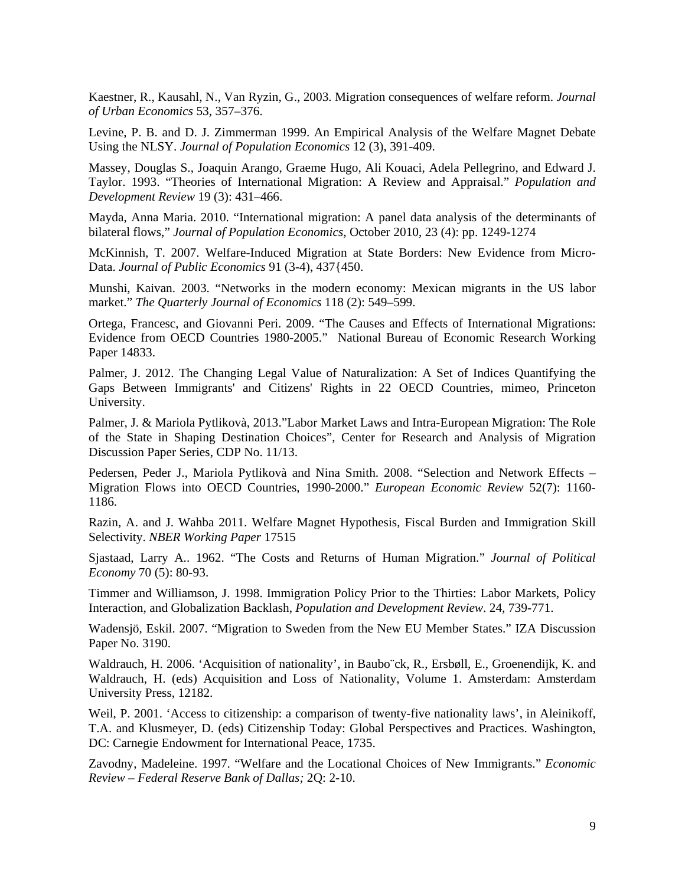Kaestner, R., Kausahl, N., Van Ryzin, G., 2003. Migration consequences of welfare reform. *Journal of Urban Economics* 53, 357–376.

Levine, P. B. and D. J. Zimmerman 1999. An Empirical Analysis of the Welfare Magnet Debate Using the NLSY. *Journal of Population Economics* 12 (3), 391-409.

Massey, Douglas S., Joaquin Arango, Graeme Hugo, Ali Kouaci, Adela Pellegrino, and Edward J. Taylor. 1993. "Theories of International Migration: A Review and Appraisal." *Population and Development Review* 19 (3): 431–466.

Mayda, Anna Maria. 2010. "International migration: A panel data analysis of the determinants of bilateral flows," *Journal of Population Economics*, October 2010, 23 (4): pp. 1249-1274

McKinnish, T. 2007. Welfare-Induced Migration at State Borders: New Evidence from Micro-Data. *Journal of Public Economics* 91 (3-4), 437{450.

Munshi, Kaivan. 2003. "Networks in the modern economy: Mexican migrants in the US labor market." *The Quarterly Journal of Economics* 118 (2): 549–599.

Ortega, Francesc, and Giovanni Peri. 2009. "The Causes and Effects of International Migrations: Evidence from OECD Countries 1980-2005." National Bureau of Economic Research Working Paper 14833.

Palmer, J. 2012. The Changing Legal Value of Naturalization: A Set of Indices Quantifying the Gaps Between Immigrants' and Citizens' Rights in 22 OECD Countries, mimeo, Princeton University.

Palmer, J. & Mariola Pytlikovà, 2013."Labor Market Laws and Intra-European Migration: The Role of the State in Shaping Destination Choices", Center for Research and Analysis of Migration Discussion Paper Series, CDP No. 11/13.

Pedersen, Peder J., Mariola Pytlikovà and Nina Smith. 2008. "Selection and Network Effects – Migration Flows into OECD Countries, 1990-2000." *European Economic Review* 52(7): 1160-1186.

Razin, A. and J. Wahba 2011. Welfare Magnet Hypothesis, Fiscal Burden and Immigration Skill Selectivity. *NBER Working Paper* 17515

Sjastaad, Larry A.. 1962. "The Costs and Returns of Human Migration." *Journal of Political Economy* 70 (5): 80-93.

Timmer and Williamson, J. 1998. Immigration Policy Prior to the Thirties: Labor Markets, Policy Interaction, and Globalization Backlash, *Population and Development Review*. 24, 739-771.

Wadensjö, Eskil. 2007. "Migration to Sweden from the New EU Member States." IZA Discussion Paper No. 3190.

Waldrauch, H. 2006. 'Acquisition of nationality', in Baubo¨ck, R., Ersbøll, E., Groenendijk, K. and Waldrauch, H. (eds) Acquisition and Loss of Nationality, Volume 1. Amsterdam: Amsterdam University Press, 12182.

Weil, P. 2001. 'Access to citizenship: a comparison of twenty-five nationality laws', in Aleinikoff, T.A. and Klusmeyer, D. (eds) Citizenship Today: Global Perspectives and Practices. Washington, DC: Carnegie Endowment for International Peace, 1735.

Zavodny, Madeleine. 1997. "Welfare and the Locational Choices of New Immigrants." *Economic Review – Federal Reserve Bank of Dallas;* 2Q: 2-10.